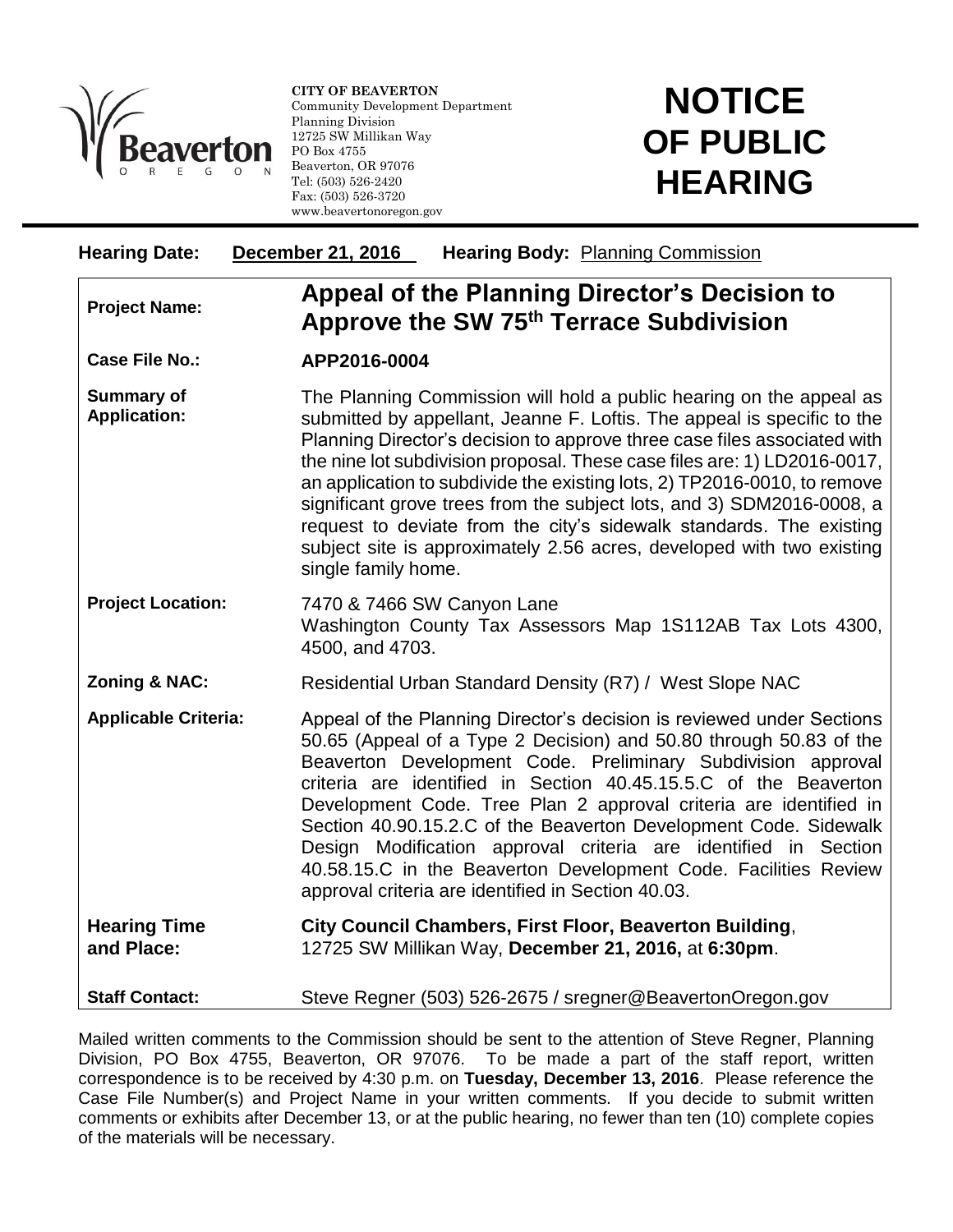**CITY OF BEAVERTON**
Community Development Department
Planning Division
12725 SW Millikan Way
PO Box 4755
Beaverton, OR 97076
Tel: (503) 526-2420
Fax: (503) 526-3720
www.beavertonoregon.gov

# NOTICE OF PUBLIC HEARING

**Hearing Date:** **December 21, 2016** **Hearing Body:** Planning Commission

| | |
|---|---|
| **Project Name:** | **Appeal of the Planning Director's Decision to Approve the SW 75th Terrace Subdivision** |
| **Case File No.:** | **APP2016-0004** |
| **Summary of Application:** | The Planning Commission will hold a public hearing on the appeal as submitted by appellant, Jeanne F. Loftis. The appeal is specific to the Planning Director's decision to approve three case files associated with the nine lot subdivision proposal. These case files are: 1) LD2016-0017, an application to subdivide the existing lots, 2) TP2016-0010, to remove significant grove trees from the subject lots, and 3) SDM2016-0008, a request to deviate from the city's sidewalk standards. The existing subject site is approximately 2.56 acres, developed with two existing single family home. |
| **Project Location:** | 7470 & 7466 SW Canyon Lane<br>Washington County Tax Assessors Map 1S112AB Tax Lots 4300, 4500, and 4703. |
| **Zoning & NAC:** | Residential Urban Standard Density (R7) / West Slope NAC |
| **Applicable Criteria:** | Appeal of the Planning Director's decision is reviewed under Sections 50.65 (Appeal of a Type 2 Decision) and 50.80 through 50.83 of the Beaverton Development Code. Preliminary Subdivision approval criteria are identified in Section 40.45.15.5.C of the Beaverton Development Code. Tree Plan 2 approval criteria are identified in Section 40.90.15.2.C of the Beaverton Development Code. Sidewalk Design Modification approval criteria are identified in Section 40.58.15.C in the Beaverton Development Code. Facilities Review approval criteria are identified in Section 40.03. |
| **Hearing Time and Place:** | **City Council Chambers, First Floor, Beaverton Building**, 12725 SW Millikan Way, **December 21, 2016,** at **6:30pm**. |
| **Staff Contact:** | Steve Regner (503) 526-2675 / sregner@BeavertonOregon.gov |

Mailed written comments to the Commission should be sent to the attention of Steve Regner, Planning Division, PO Box 4755, Beaverton, OR 97076. To be made a part of the staff report, written correspondence is to be received by 4:30 p.m. on **Tuesday, December 13, 2016**. Please reference the Case File Number(s) and Project Name in your written comments. If you decide to submit written comments or exhibits after December 13, or at the public hearing, no fewer than ten (10) complete copies of the materials will be necessary.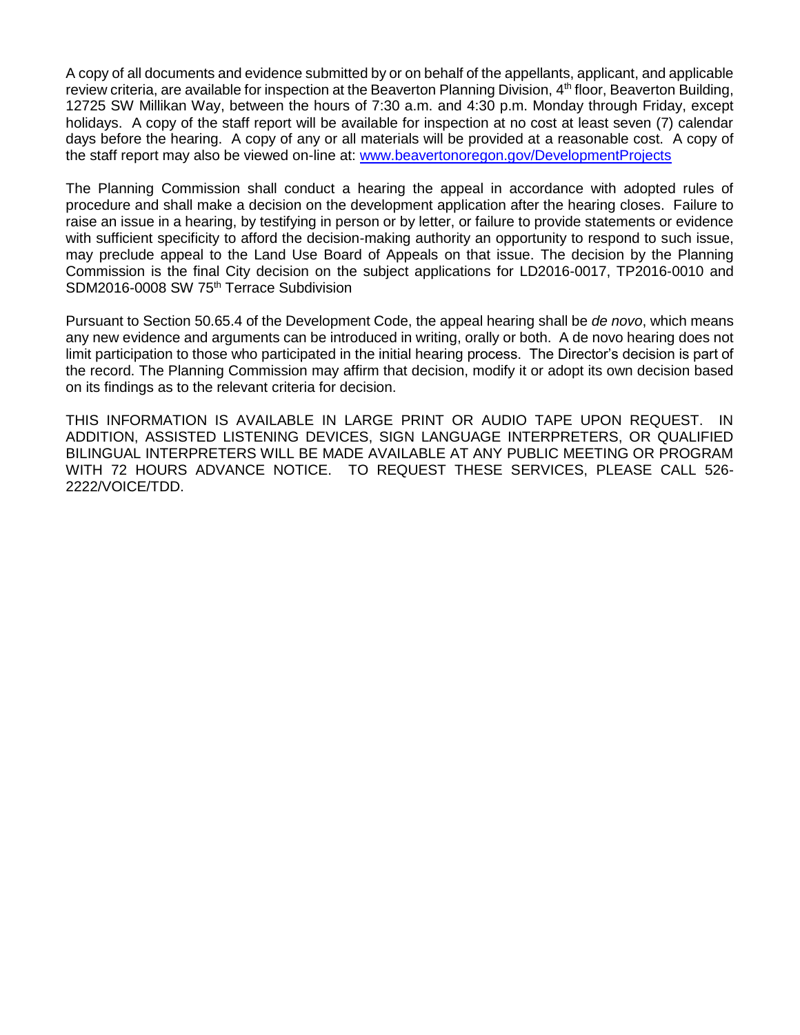A copy of all documents and evidence submitted by or on behalf of the appellants, applicant, and applicable review criteria, are available for inspection at the Beaverton Planning Division, 4th floor, Beaverton Building, 12725 SW Millikan Way, between the hours of 7:30 a.m. and 4:30 p.m. Monday through Friday, except holidays. A copy of the staff report will be available for inspection at no cost at least seven (7) calendar days before the hearing. A copy of any or all materials will be provided at a reasonable cost. A copy of the staff report may also be viewed on-line at: [www.beavertonoregon.gov/DevelopmentProjects](www.beavertonoregon.gov/DevelopmentProjects)

The Planning Commission shall conduct a hearing the appeal in accordance with adopted rules of procedure and shall make a decision on the development application after the hearing closes. Failure to raise an issue in a hearing, by testifying in person or by letter, or failure to provide statements or evidence with sufficient specificity to afford the decision-making authority an opportunity to respond to such issue, may preclude appeal to the Land Use Board of Appeals on that issue. The decision by the Planning Commission is the final City decision on the subject applications for LD2016-0017, TP2016-0010 and SDM2016-0008 SW 75th Terrace Subdivision

Pursuant to Section 50.65.4 of the Development Code, the appeal hearing shall be *de novo*, which means any new evidence and arguments can be introduced in writing, orally or both. A de novo hearing does not limit participation to those who participated in the initial hearing process. The Director's decision is part of the record. The Planning Commission may affirm that decision, modify it or adopt its own decision based on its findings as to the relevant criteria for decision.

THIS INFORMATION IS AVAILABLE IN LARGE PRINT OR AUDIO TAPE UPON REQUEST. IN ADDITION, ASSISTED LISTENING DEVICES, SIGN LANGUAGE INTERPRETERS, OR QUALIFIED BILINGUAL INTERPRETERS WILL BE MADE AVAILABLE AT ANY PUBLIC MEETING OR PROGRAM WITH 72 HOURS ADVANCE NOTICE. TO REQUEST THESE SERVICES, PLEASE CALL 526-2222/VOICE/TDD.